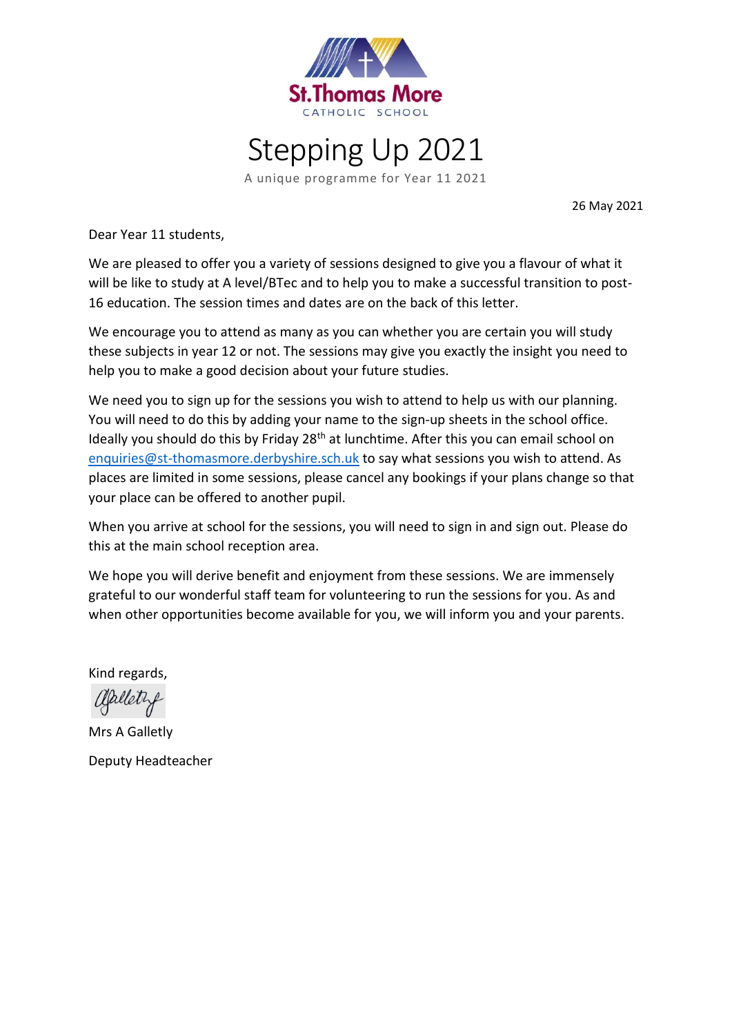St.Thomas More
CATHOLIC SCHOOL

# Stepping Up 2021

A unique programme for Year 11 2021

26 May 2021

Dear Year 11 students,

We are pleased to offer you a variety of sessions designed to give you a flavour of what it will be like to study at A level/BTec and to help you to make a successful transition to post-16 education. The session times and dates are on the back of this letter.

We encourage you to attend as many as you can whether you are certain you will study these subjects in year 12 or not. The sessions may give you exactly the insight you need to help you to make a good decision about your future studies.

We need you to sign up for the sessions you wish to attend to help us with our planning. You will need to do this by adding your name to the sign-up sheets in the school office. Ideally you should do this by Friday 28th at lunchtime. After this you can email school on enquiries@st-thomasmore.derbyshire.sch.uk to say what sessions you wish to attend. As places are limited in some sessions, please cancel any bookings if your plans change so that your place can be offered to another pupil.

When you arrive at school for the sessions, you will need to sign in and sign out. Please do this at the main school reception area.

We hope you will derive benefit and enjoyment from these sessions. We are immensely grateful to our wonderful staff team for volunteering to run the sessions for you. As and when other opportunities become available for you, we will inform you and your parents.

Kind regards,

Mrs A Galletly

Deputy Headteacher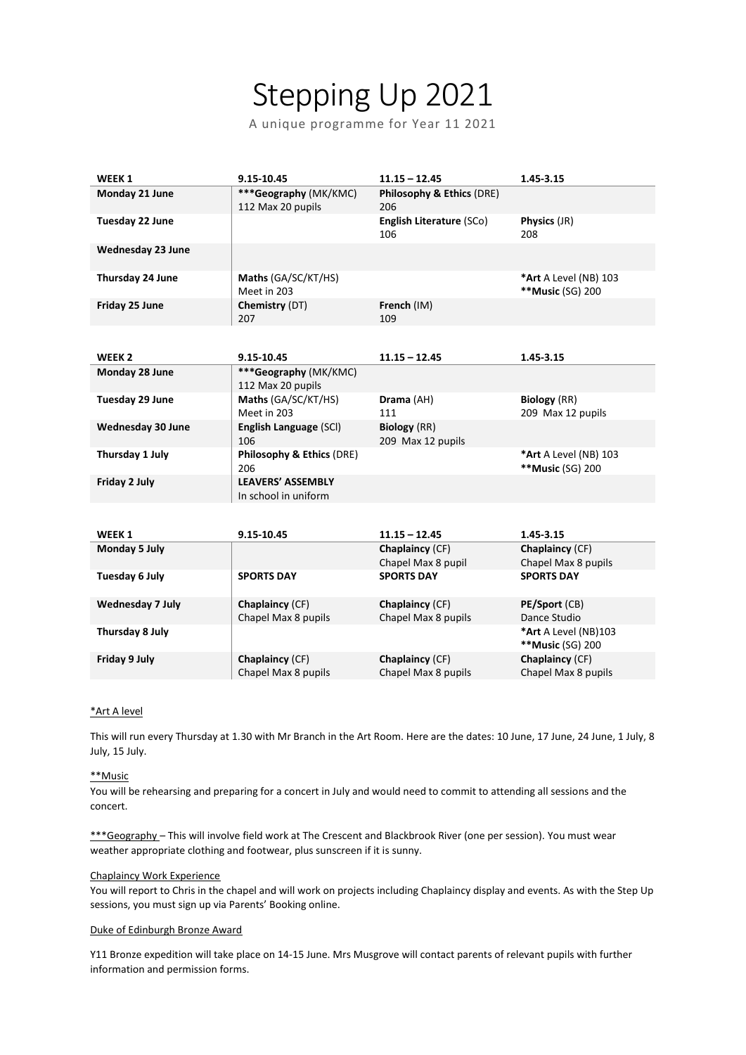# Stepping Up 2021

A unique programme for Year 11 2021

| WEEK 1 | 9.15-10.45 | 11.15 – 12.45 | 1.45-3.15 |
|---|---|---|---|
| **Monday 21 June** | **\*\*\*Geography** (MK/KMC)<br>112 Max 20 pupils | **Philosophy & Ethics** (DRE)<br>206 | |
| **Tuesday 22 June** | | **English Literature** (SCo)<br>106 | **Physics** (JR)<br>208 |
| **Wednesday 23 June** | | | |
| **Thursday 24 June** | **Maths** (GA/SC/KT/HS)<br>Meet in 203 | | **\*Art** A Level (NB) 103<br>**\*\*Music** (SG) 200 |
| **Friday 25 June** | **Chemistry** (DT)<br>207 | **French** (IM)<br>109 | |

| WEEK 2 | 9.15-10.45 | 11.15 – 12.45 | 1.45-3.15 |
|---|---|---|---|
| **Monday 28 June** | **\*\*\*Geography** (MK/KMC)<br>112 Max 20 pupils | | |
| **Tuesday 29 June** | **Maths** (GA/SC/KT/HS)<br>Meet in 203 | **Drama** (AH)<br>111 | **Biology** (RR)<br>209 Max 12 pupils |
| **Wednesday 30 June** | **English Language** (SCl)<br>106 | **Biology** (RR)<br>209 Max 12 pupils | |
| **Thursday 1 July** | **Philosophy & Ethics** (DRE)<br>206 | | **\*Art** A Level (NB) 103<br>**\*\*Music** (SG) 200 |
| **Friday 2 July** | **LEAVERS' ASSEMBLY**<br>In school in uniform | | |

| WEEK 1 | 9.15-10.45 | 11.15 – 12.45 | 1.45-3.15 |
|---|---|---|---|
| **Monday 5 July** | | **Chaplaincy** (CF)<br>Chapel Max 8 pupil | **Chaplaincy** (CF)<br>Chapel Max 8 pupils |
| **Tuesday 6 July** | **SPORTS DAY** | **SPORTS DAY** | **SPORTS DAY** |
| **Wednesday 7 July** | **Chaplaincy** (CF)<br>Chapel Max 8 pupils | **Chaplaincy** (CF)<br>Chapel Max 8 pupils | **PE/Sport** (CB)<br>Dance Studio |
| **Thursday 8 July** | | | **\*Art** A Level (NB)103<br>**\*\*Music** (SG) 200 |
| **Friday 9 July** | **Chaplaincy** (CF)<br>Chapel Max 8 pupils | **Chaplaincy** (CF)<br>Chapel Max 8 pupils | **Chaplaincy** (CF)<br>Chapel Max 8 pupils |

*Art A level

This will run every Thursday at 1.30 with Mr Branch in the Art Room. Here are the dates: 10 June, 17 June, 24 June, 1 July, 8 July, 15 July.

**Music

You will be rehearsing and preparing for a concert in July and would need to commit to attending all sessions and the concert.

***Geography – This will involve field work at The Crescent and Blackbrook River (one per session). You must wear weather appropriate clothing and footwear, plus sunscreen if it is sunny.

Chaplaincy Work Experience

You will report to Chris in the chapel and will work on projects including Chaplaincy display and events. As with the Step Up sessions, you must sign up via Parents' Booking online.

Duke of Edinburgh Bronze Award

Y11 Bronze expedition will take place on 14-15 June. Mrs Musgrove will contact parents of relevant pupils with further information and permission forms.